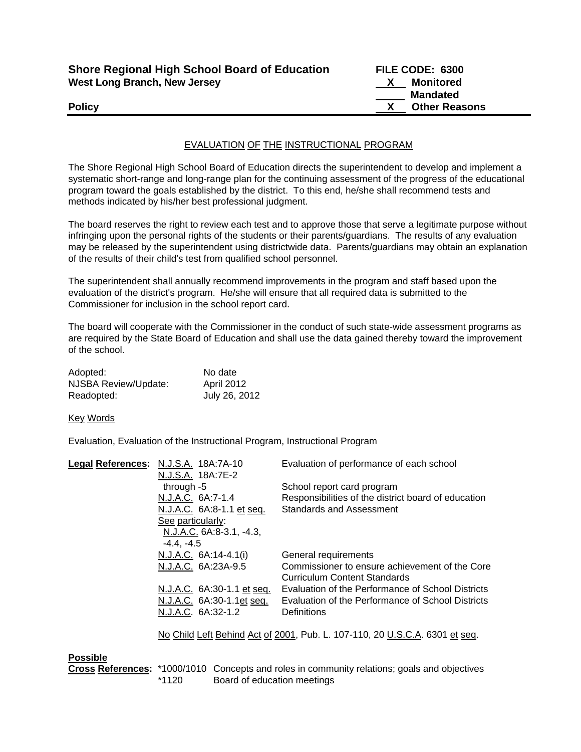**Shore Regional High School Board of Education**
**West Long Branch, New Jersey**

**FILE CODE: 6300**
**X Monitored**
**\_\_\_ Mandated**
**X Other Reasons**

**Policy**

## EVALUATION OF THE INSTRUCTIONAL PROGRAM

The Shore Regional High School Board of Education directs the superintendent to develop and implement a systematic short-range and long-range plan for the continuing assessment of the progress of the educational program toward the goals established by the district. To this end, he/she shall recommend tests and methods indicated by his/her best professional judgment.

The board reserves the right to review each test and to approve those that serve a legitimate purpose without infringing upon the personal rights of the students or their parents/guardians. The results of any evaluation may be released by the superintendent using districtwide data. Parents/guardians may obtain an explanation of the results of their child's test from qualified school personnel.

The superintendent shall annually recommend improvements in the program and staff based upon the evaluation of the district's program. He/she will ensure that all required data is submitted to the Commissioner for inclusion in the school report card.

The board will cooperate with the Commissioner in the conduct of such state-wide assessment programs as are required by the State Board of Education and shall use the data gained thereby toward the improvement of the school.

| | |
|---|---|
| Adopted: | No date |
| NJSBA Review/Update: | April 2012 |
| Readopted: | July 26, 2012 |

Key Words

Evaluation, Evaluation of the Instructional Program, Instructional Program

**Legal References:**

| | |
|---|---|
| N.J.S.A. 18A:7A-10 | Evaluation of performance of each school |
| N.J.S.A. 18A:7E-2 through -5 | School report card program |
| N.J.A.C. 6A:7-1.4 | Responsibilities of the district board of education |
| N.J.A.C. 6A:8-1.1 et seq. | Standards and Assessment |
| See particularly: N.J.A.C. 6A:8-3.1, -4.3, -4.4, -4.5 | |
| N.J.A.C. 6A:14-4.1(i) | General requirements |
| N.J.A.C. 6A:23A-9.5 | Commissioner to ensure achievement of the Core Curriculum Content Standards |
| N.J.A.C. 6A:30-1.1 et seq. | Evaluation of the Performance of School Districts |
| N.J.A.C. 6A:30-1.1et seq. | Evaluation of the Performance of School Districts |
| N.J.A.C. 6A:32-1.2 | Definitions |

No Child Left Behind Act of 2001, Pub. L. 107-110, 20 U.S.C.A. 6301 et seq.

**Possible Cross References:**

| | |
|---|---|
| *1000/1010 | Concepts and roles in community relations; goals and objectives |
| *1120 | Board of education meetings |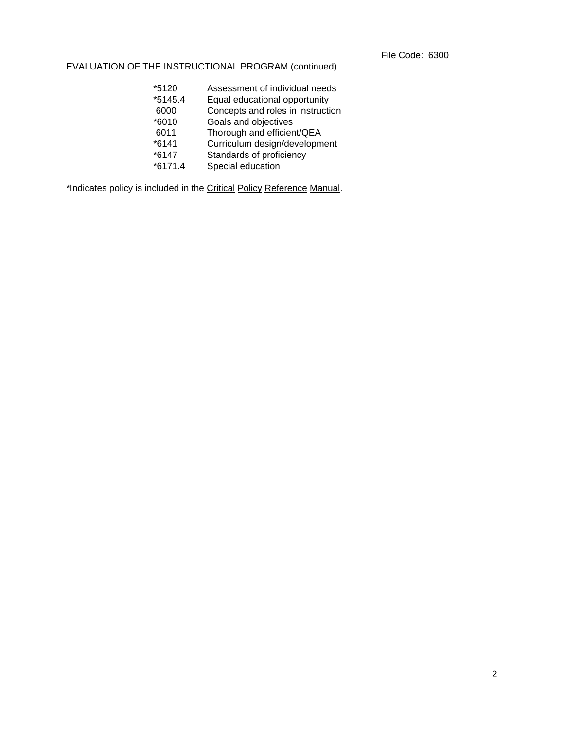File Code: 6300

EVALUATION OF THE INSTRUCTIONAL PROGRAM (continued)

| | |
|---|---|
| *5120 | Assessment of individual needs |
| *5145.4 | Equal educational opportunity |
| 6000 | Concepts and roles in instruction |
| *6010 | Goals and objectives |
| 6011 | Thorough and efficient/QEA |
| *6141 | Curriculum design/development |
| *6147 | Standards of proficiency |
| *6171.4 | Special education |

*Indicates policy is included in the Critical Policy Reference Manual.